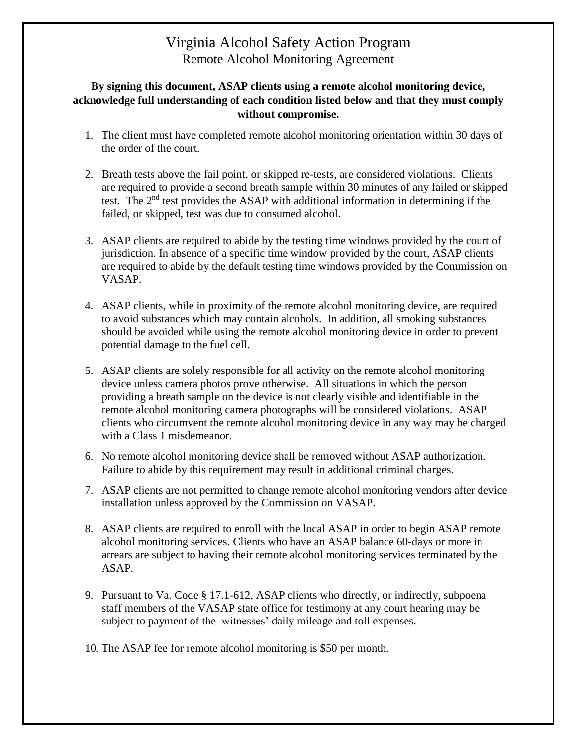# Virginia Alcohol Safety Action Program

## Remote Alcohol Monitoring Agreement

**By signing this document, ASAP clients using a remote alcohol monitoring device, acknowledge full understanding of each condition listed below and that they must comply without compromise.**

1. The client must have completed remote alcohol monitoring orientation within 30 days of the order of the court.

2. Breath tests above the fail point, or skipped re-tests, are considered violations. Clients are required to provide a second breath sample within 30 minutes of any failed or skipped test. The 2nd test provides the ASAP with additional information in determining if the failed, or skipped, test was due to consumed alcohol.

3. ASAP clients are required to abide by the testing time windows provided by the court of jurisdiction. In absence of a specific time window provided by the court, ASAP clients are required to abide by the default testing time windows provided by the Commission on VASAP.

4. ASAP clients, while in proximity of the remote alcohol monitoring device, are required to avoid substances which may contain alcohols. In addition, all smoking substances should be avoided while using the remote alcohol monitoring device in order to prevent potential damage to the fuel cell.

5. ASAP clients are solely responsible for all activity on the remote alcohol monitoring device unless camera photos prove otherwise. All situations in which the person providing a breath sample on the device is not clearly visible and identifiable in the remote alcohol monitoring camera photographs will be considered violations. ASAP clients who circumvent the remote alcohol monitoring device in any way may be charged with a Class 1 misdemeanor.

6. No remote alcohol monitoring device shall be removed without ASAP authorization. Failure to abide by this requirement may result in additional criminal charges.

7. ASAP clients are not permitted to change remote alcohol monitoring vendors after device installation unless approved by the Commission on VASAP.

8. ASAP clients are required to enroll with the local ASAP in order to begin ASAP remote alcohol monitoring services. Clients who have an ASAP balance 60-days or more in arrears are subject to having their remote alcohol monitoring services terminated by the ASAP.

9. Pursuant to Va. Code § 17.1-612, ASAP clients who directly, or indirectly, subpoena staff members of the VASAP state office for testimony at any court hearing may be subject to payment of the witnesses' daily mileage and toll expenses.

10. The ASAP fee for remote alcohol monitoring is $50 per month.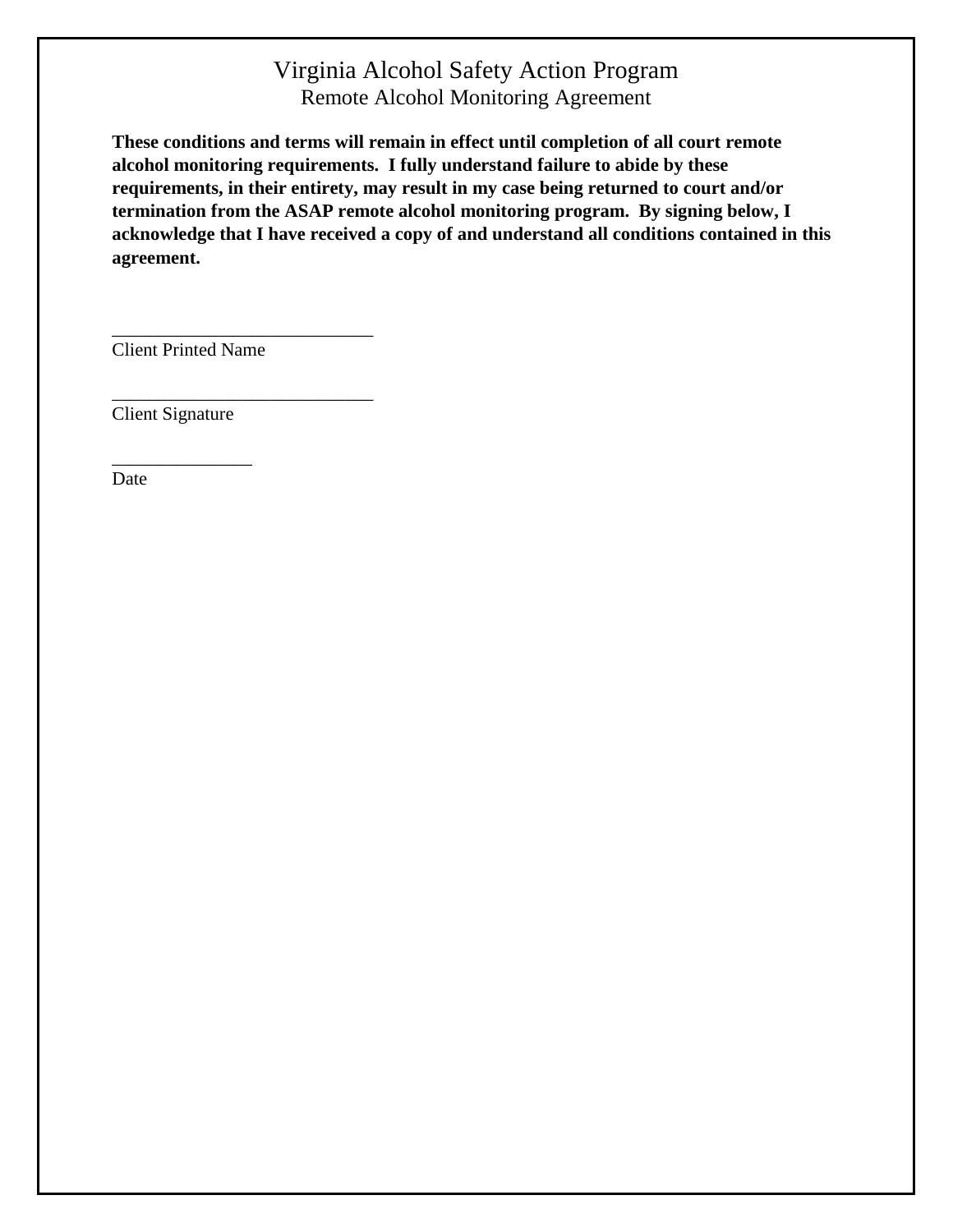# Virginia Alcohol Safety Action Program

## Remote Alcohol Monitoring Agreement

**These conditions and terms will remain in effect until completion of all court remote alcohol monitoring requirements. I fully understand failure to abide by these requirements, in their entirety, may result in my case being returned to court and/or termination from the ASAP remote alcohol monitoring program. By signing below, I acknowledge that I have received a copy of and understand all conditions contained in this agreement.**

____________________________
Client Printed Name

____________________________
Client Signature

_______________
Date